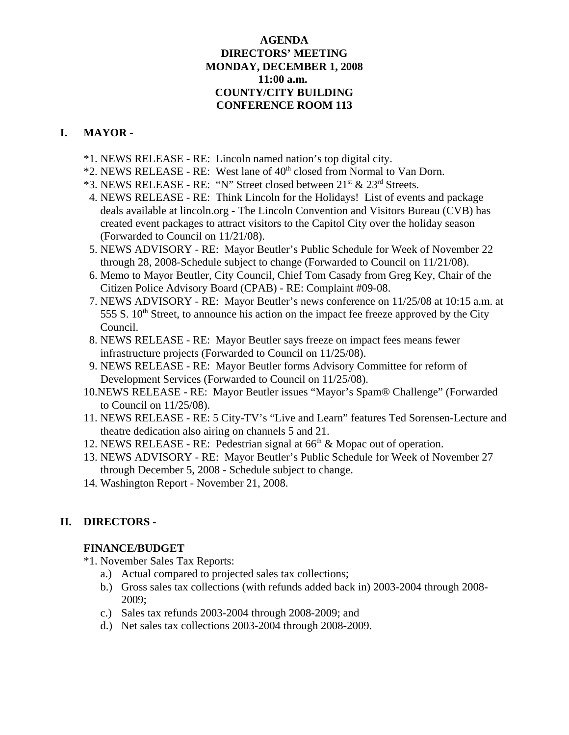**AGENDA**
**DIRECTORS' MEETING**
**MONDAY, DECEMBER 1, 2008**
**11:00 a.m.**
**COUNTY/CITY BUILDING**
**CONFERENCE ROOM 113**

## I. MAYOR -

*1. NEWS RELEASE - RE: Lincoln named nation's top digital city.
*2. NEWS RELEASE - RE: West lane of 40th closed from Normal to Van Dorn.
*3. NEWS RELEASE - RE: "N" Street closed between 21st & 23rd Streets.
4. NEWS RELEASE - RE: Think Lincoln for the Holidays! List of events and package deals available at lincoln.org - The Lincoln Convention and Visitors Bureau (CVB) has created event packages to attract visitors to the Capitol City over the holiday season (Forwarded to Council on 11/21/08).
5. NEWS ADVISORY - RE: Mayor Beutler's Public Schedule for Week of November 22 through 28, 2008-Schedule subject to change (Forwarded to Council on 11/21/08).
6. Memo to Mayor Beutler, City Council, Chief Tom Casady from Greg Key, Chair of the Citizen Police Advisory Board (CPAB) - RE: Complaint #09-08.
7. NEWS ADVISORY - RE: Mayor Beutler's news conference on 11/25/08 at 10:15 a.m. at 555 S. 10th Street, to announce his action on the impact fee freeze approved by the City Council.
8. NEWS RELEASE - RE: Mayor Beutler says freeze on impact fees means fewer infrastructure projects (Forwarded to Council on 11/25/08).
9. NEWS RELEASE - RE: Mayor Beutler forms Advisory Committee for reform of Development Services (Forwarded to Council on 11/25/08).
10. NEWS RELEASE - RE: Mayor Beutler issues "Mayor's Spam® Challenge" (Forwarded to Council on 11/25/08).
11. NEWS RELEASE - RE: 5 City-TV's "Live and Learn" features Ted Sorensen-Lecture and theatre dedication also airing on channels 5 and 21.
12. NEWS RELEASE - RE: Pedestrian signal at 66th & Mopac out of operation.
13. NEWS ADVISORY - RE: Mayor Beutler's Public Schedule for Week of November 27 through December 5, 2008 - Schedule subject to change.
14. Washington Report - November 21, 2008.

## II. DIRECTORS -

### FINANCE/BUDGET

*1. November Sales Tax Reports:
  a.) Actual compared to projected sales tax collections;
  b.) Gross sales tax collections (with refunds added back in) 2003-2004 through 2008-2009;
  c.) Sales tax refunds 2003-2004 through 2008-2009; and
  d.) Net sales tax collections 2003-2004 through 2008-2009.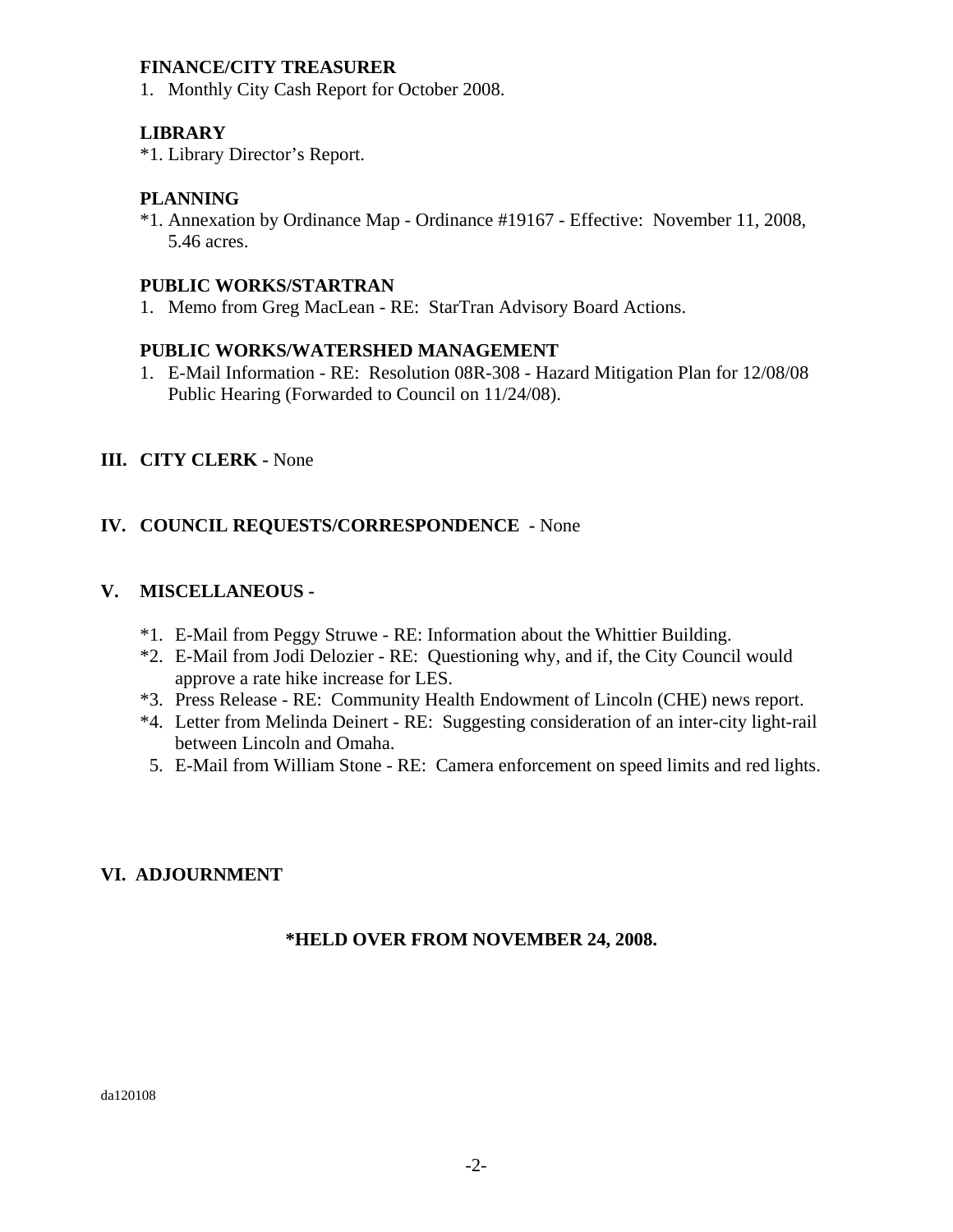**FINANCE/CITY TREASURER**

1. Monthly City Cash Report for October 2008.

**LIBRARY**

*1. Library Director's Report.

**PLANNING**

*1. Annexation by Ordinance Map - Ordinance #19167 - Effective: November 11, 2008, 5.46 acres.

**PUBLIC WORKS/STARTRAN**

1. Memo from Greg MacLean - RE: StarTran Advisory Board Actions.

**PUBLIC WORKS/WATERSHED MANAGEMENT**

1. E-Mail Information - RE: Resolution 08R-308 - Hazard Mitigation Plan for 12/08/08 Public Hearing (Forwarded to Council on 11/24/08).

## III. CITY CLERK - None

## IV. COUNCIL REQUESTS/CORRESPONDENCE - None

## V. MISCELLANEOUS -

*1. E-Mail from Peggy Struwe - RE: Information about the Whittier Building.
*2. E-Mail from Jodi Delozier - RE: Questioning why, and if, the City Council would approve a rate hike increase for LES.
*3. Press Release - RE: Community Health Endowment of Lincoln (CHE) news report.
*4. Letter from Melinda Deinert - RE: Suggesting consideration of an inter-city light-rail between Lincoln and Omaha.
5. E-Mail from William Stone - RE: Camera enforcement on speed limits and red lights.

## VI. ADJOURNMENT

**\*HELD OVER FROM NOVEMBER 24, 2008.**

da120108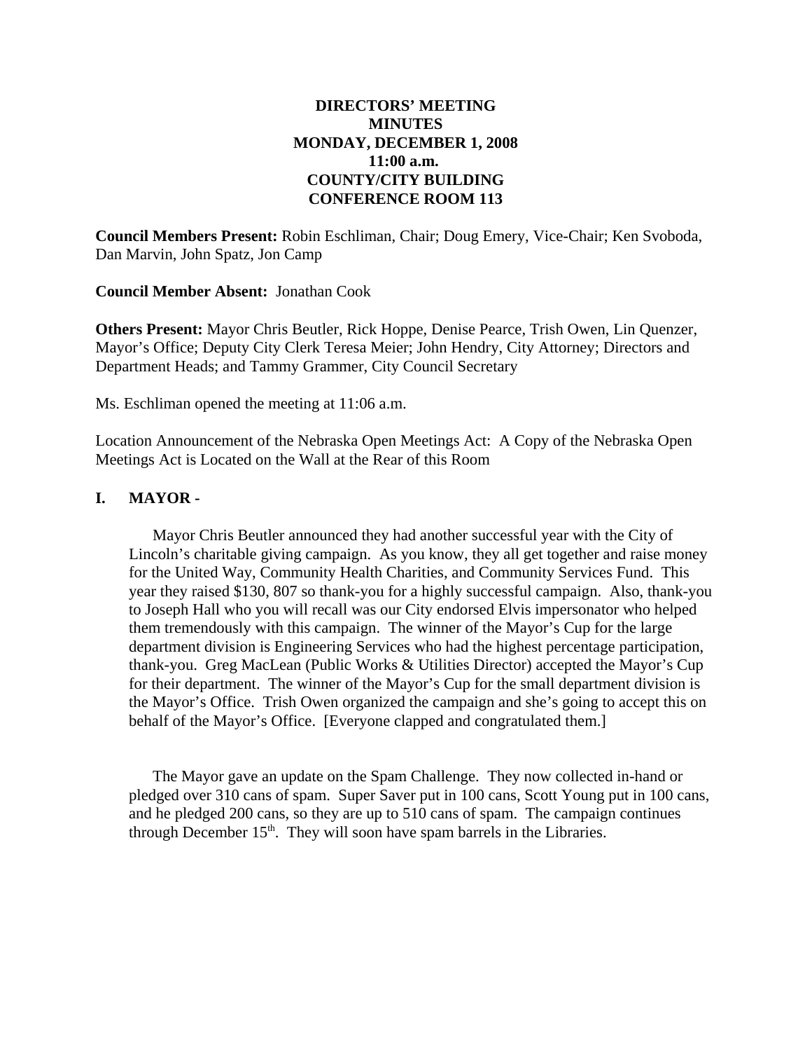**DIRECTORS' MEETING**
**MINUTES**
**MONDAY, DECEMBER 1, 2008**
**11:00 a.m.**
**COUNTY/CITY BUILDING**
**CONFERENCE ROOM 113**

**Council Members Present:** Robin Eschliman, Chair; Doug Emery, Vice-Chair; Ken Svoboda, Dan Marvin, John Spatz, Jon Camp

**Council Member Absent:** Jonathan Cook

**Others Present:** Mayor Chris Beutler, Rick Hoppe, Denise Pearce, Trish Owen, Lin Quenzer, Mayor's Office; Deputy City Clerk Teresa Meier; John Hendry, City Attorney; Directors and Department Heads; and Tammy Grammer, City Council Secretary

Ms. Eschliman opened the meeting at 11:06 a.m.

Location Announcement of the Nebraska Open Meetings Act: A Copy of the Nebraska Open Meetings Act is Located on the Wall at the Rear of this Room

## I. MAYOR -

Mayor Chris Beutler announced they had another successful year with the City of Lincoln's charitable giving campaign. As you know, they all get together and raise money for the United Way, Community Health Charities, and Community Services Fund. This year they raised $130, 807 so thank-you for a highly successful campaign. Also, thank-you to Joseph Hall who you will recall was our City endorsed Elvis impersonator who helped them tremendously with this campaign. The winner of the Mayor's Cup for the large department division is Engineering Services who had the highest percentage participation, thank-you. Greg MacLean (Public Works & Utilities Director) accepted the Mayor's Cup for their department. The winner of the Mayor's Cup for the small department division is the Mayor's Office. Trish Owen organized the campaign and she's going to accept this on behalf of the Mayor's Office. [Everyone clapped and congratulated them.]

The Mayor gave an update on the Spam Challenge. They now collected in-hand or pledged over 310 cans of spam. Super Saver put in 100 cans, Scott Young put in 100 cans, and he pledged 200 cans, so they are up to 510 cans of spam. The campaign continues through December 15th. They will soon have spam barrels in the Libraries.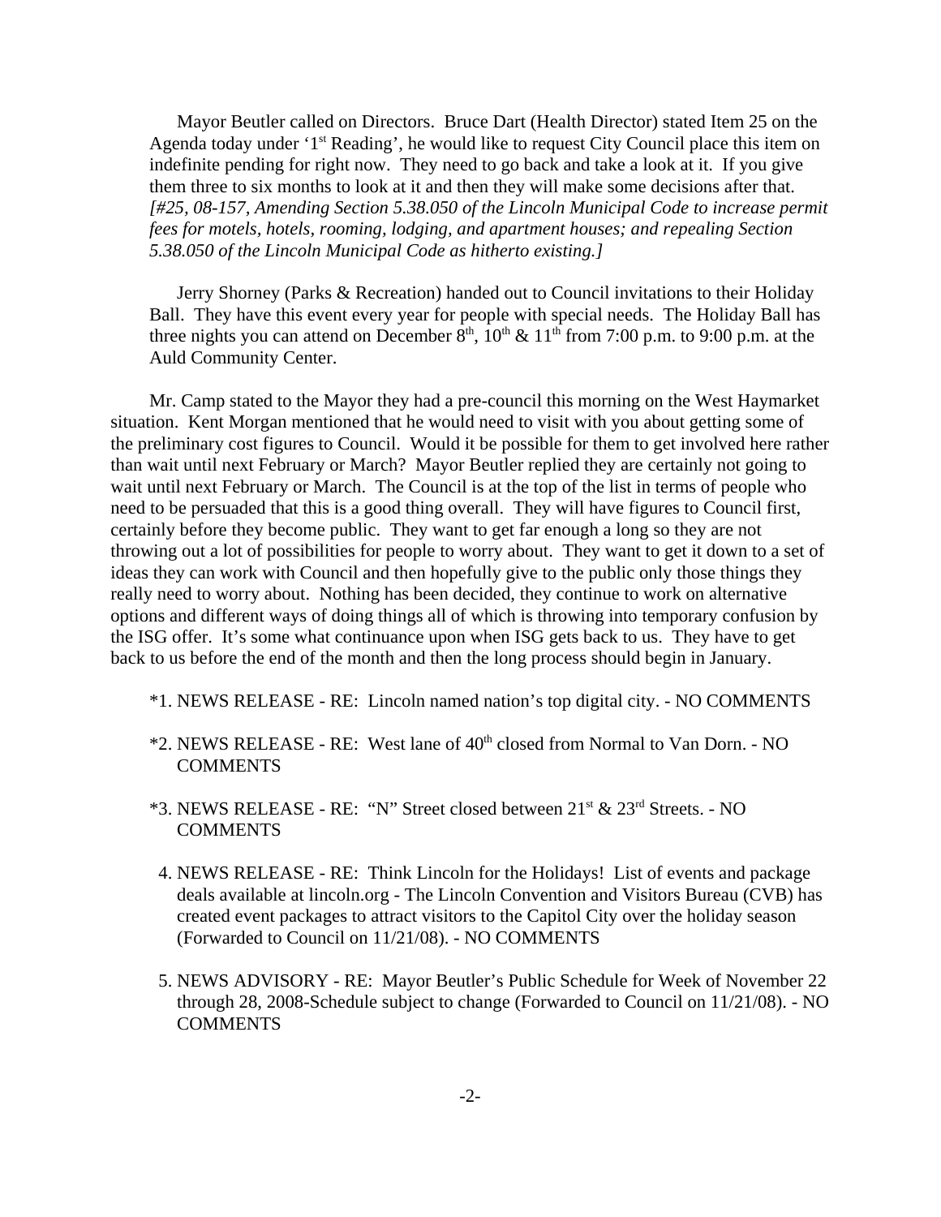Mayor Beutler called on Directors. Bruce Dart (Health Director) stated Item 25 on the Agenda today under '1st Reading', he would like to request City Council place this item on indefinite pending for right now. They need to go back and take a look at it. If you give them three to six months to look at it and then they will make some decisions after that. *[#25, 08-157, Amending Section 5.38.050 of the Lincoln Municipal Code to increase permit fees for motels, hotels, rooming, lodging, and apartment houses; and repealing Section 5.38.050 of the Lincoln Municipal Code as hitherto existing.]*

Jerry Shorney (Parks & Recreation) handed out to Council invitations to their Holiday Ball. They have this event every year for people with special needs. The Holiday Ball has three nights you can attend on December 8th, 10th & 11th from 7:00 p.m. to 9:00 p.m. at the Auld Community Center.

Mr. Camp stated to the Mayor they had a pre-council this morning on the West Haymarket situation. Kent Morgan mentioned that he would need to visit with you about getting some of the preliminary cost figures to Council. Would it be possible for them to get involved here rather than wait until next February or March? Mayor Beutler replied they are certainly not going to wait until next February or March. The Council is at the top of the list in terms of people who need to be persuaded that this is a good thing overall. They will have figures to Council first, certainly before they become public. They want to get far enough a long so they are not throwing out a lot of possibilities for people to worry about. They want to get it down to a set of ideas they can work with Council and then hopefully give to the public only those things they really need to worry about. Nothing has been decided, they continue to work on alternative options and different ways of doing things all of which is throwing into temporary confusion by the ISG offer. It's some what continuance upon when ISG gets back to us. They have to get back to us before the end of the month and then the long process should begin in January.

*1. NEWS RELEASE - RE: Lincoln named nation's top digital city. - NO COMMENTS

*2. NEWS RELEASE - RE: West lane of 40th closed from Normal to Van Dorn. - NO COMMENTS

*3. NEWS RELEASE - RE: "N" Street closed between 21st & 23rd Streets. - NO COMMENTS

4. NEWS RELEASE - RE: Think Lincoln for the Holidays! List of events and package deals available at lincoln.org - The Lincoln Convention and Visitors Bureau (CVB) has created event packages to attract visitors to the Capitol City over the holiday season (Forwarded to Council on 11/21/08). - NO COMMENTS

5. NEWS ADVISORY - RE: Mayor Beutler's Public Schedule for Week of November 22 through 28, 2008-Schedule subject to change (Forwarded to Council on 11/21/08). - NO COMMENTS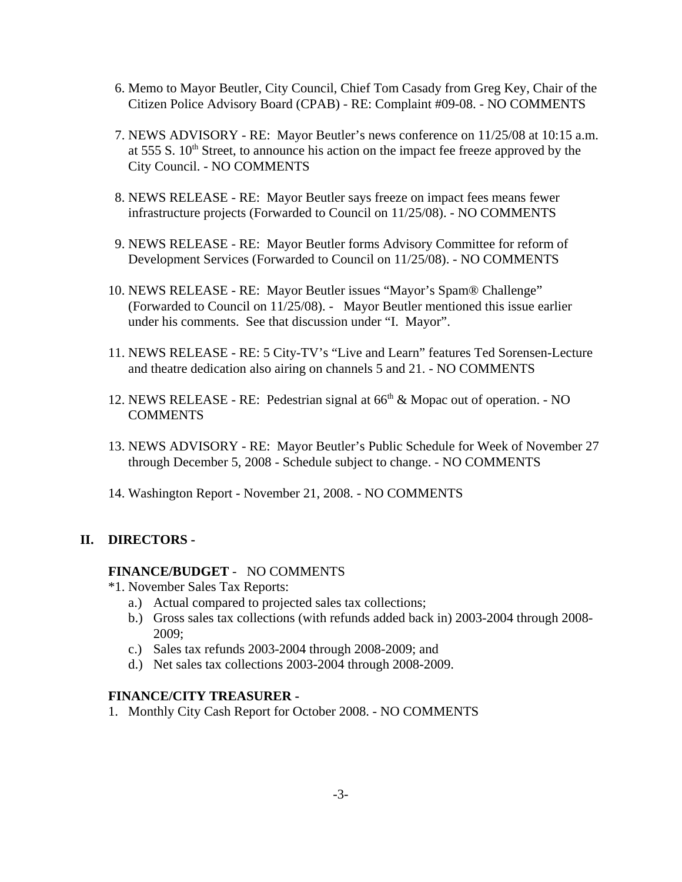6. Memo to Mayor Beutler, City Council, Chief Tom Casady from Greg Key, Chair of the Citizen Police Advisory Board (CPAB) - RE: Complaint #09-08. - NO COMMENTS

7. NEWS ADVISORY - RE: Mayor Beutler's news conference on 11/25/08 at 10:15 a.m. at 555 S. 10th Street, to announce his action on the impact fee freeze approved by the City Council. - NO COMMENTS

8. NEWS RELEASE - RE: Mayor Beutler says freeze on impact fees means fewer infrastructure projects (Forwarded to Council on 11/25/08). - NO COMMENTS

9. NEWS RELEASE - RE: Mayor Beutler forms Advisory Committee for reform of Development Services (Forwarded to Council on 11/25/08). - NO COMMENTS

10. NEWS RELEASE - RE: Mayor Beutler issues "Mayor's Spam® Challenge" (Forwarded to Council on 11/25/08). - Mayor Beutler mentioned this issue earlier under his comments. See that discussion under "I. Mayor".

11. NEWS RELEASE - RE: 5 City-TV's "Live and Learn" features Ted Sorensen-Lecture and theatre dedication also airing on channels 5 and 21. - NO COMMENTS

12. NEWS RELEASE - RE: Pedestrian signal at 66th & Mopac out of operation. - NO COMMENTS

13. NEWS ADVISORY - RE: Mayor Beutler's Public Schedule for Week of November 27 through December 5, 2008 - Schedule subject to change. - NO COMMENTS

14. Washington Report - November 21, 2008. - NO COMMENTS

## II. DIRECTORS -

**FINANCE/BUDGET** - NO COMMENTS

*1. November Sales Tax Reports:
   - a.) Actual compared to projected sales tax collections;
   - b.) Gross sales tax collections (with refunds added back in) 2003-2004 through 2008-2009;
   - c.) Sales tax refunds 2003-2004 through 2008-2009; and
   - d.) Net sales tax collections 2003-2004 through 2008-2009.

**FINANCE/CITY TREASURER -**

1. Monthly City Cash Report for October 2008. - NO COMMENTS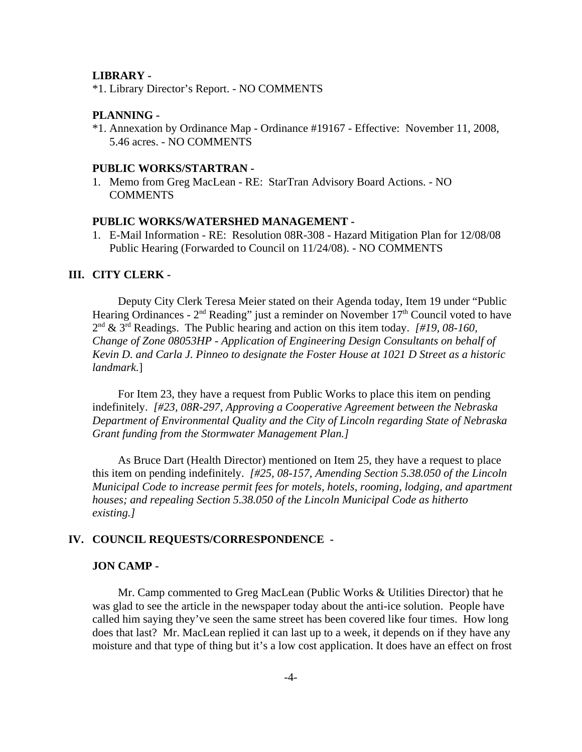**LIBRARY -**

*1. Library Director's Report. - NO COMMENTS

**PLANNING -**

*1. Annexation by Ordinance Map - Ordinance #19167 - Effective: November 11, 2008, 5.46 acres. - NO COMMENTS

**PUBLIC WORKS/STARTRAN -**

1. Memo from Greg MacLean - RE: StarTran Advisory Board Actions. - NO COMMENTS

**PUBLIC WORKS/WATERSHED MANAGEMENT -**

1. E-Mail Information - RE: Resolution 08R-308 - Hazard Mitigation Plan for 12/08/08 Public Hearing (Forwarded to Council on 11/24/08). - NO COMMENTS

## III. CITY CLERK -

Deputy City Clerk Teresa Meier stated on their Agenda today, Item 19 under "Public Hearing Ordinances - 2nd Reading" just a reminder on November 17th Council voted to have 2nd & 3rd Readings. The Public hearing and action on this item today. *[#19, 08-160, Change of Zone 08053HP - Application of Engineering Design Consultants on behalf of Kevin D. and Carla J. Pinneo to designate the Foster House at 1021 D Street as a historic landmark.*]

For Item 23, they have a request from Public Works to place this item on pending indefinitely. *[#23, 08R-297, Approving a Cooperative Agreement between the Nebraska Department of Environmental Quality and the City of Lincoln regarding State of Nebraska Grant funding from the Stormwater Management Plan.]*

As Bruce Dart (Health Director) mentioned on Item 25, they have a request to place this item on pending indefinitely. *[#25, 08-157, Amending Section 5.38.050 of the Lincoln Municipal Code to increase permit fees for motels, hotels, rooming, lodging, and apartment houses; and repealing Section 5.38.050 of the Lincoln Municipal Code as hitherto existing.]*

## IV. COUNCIL REQUESTS/CORRESPONDENCE -

**JON CAMP -**

Mr. Camp commented to Greg MacLean (Public Works & Utilities Director) that he was glad to see the article in the newspaper today about the anti-ice solution. People have called him saying they've seen the same street has been covered like four times. How long does that last? Mr. MacLean replied it can last up to a week, it depends on if they have any moisture and that type of thing but it's a low cost application. It does have an effect on frost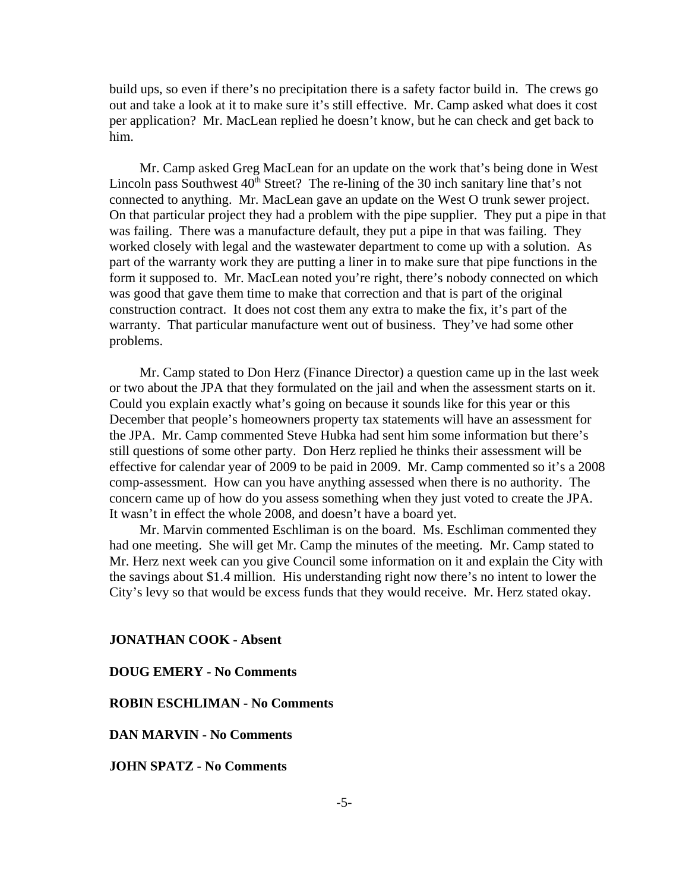build ups, so even if there's no precipitation there is a safety factor build in. The crews go out and take a look at it to make sure it's still effective. Mr. Camp asked what does it cost per application? Mr. MacLean replied he doesn't know, but he can check and get back to him.

Mr. Camp asked Greg MacLean for an update on the work that's being done in West Lincoln pass Southwest 40th Street? The re-lining of the 30 inch sanitary line that's not connected to anything. Mr. MacLean gave an update on the West O trunk sewer project. On that particular project they had a problem with the pipe supplier. They put a pipe in that was failing. There was a manufacture default, they put a pipe in that was failing. They worked closely with legal and the wastewater department to come up with a solution. As part of the warranty work they are putting a liner in to make sure that pipe functions in the form it supposed to. Mr. MacLean noted you're right, there's nobody connected on which was good that gave them time to make that correction and that is part of the original construction contract. It does not cost them any extra to make the fix, it's part of the warranty. That particular manufacture went out of business. They've had some other problems.

Mr. Camp stated to Don Herz (Finance Director) a question came up in the last week or two about the JPA that they formulated on the jail and when the assessment starts on it. Could you explain exactly what's going on because it sounds like for this year or this December that people's homeowners property tax statements will have an assessment for the JPA. Mr. Camp commented Steve Hubka had sent him some information but there's still questions of some other party. Don Herz replied he thinks their assessment will be effective for calendar year of 2009 to be paid in 2009. Mr. Camp commented so it's a 2008 comp-assessment. How can you have anything assessed when there is no authority. The concern came up of how do you assess something when they just voted to create the JPA. It wasn't in effect the whole 2008, and doesn't have a board yet.

Mr. Marvin commented Eschliman is on the board. Ms. Eschliman commented they had one meeting. She will get Mr. Camp the minutes of the meeting. Mr. Camp stated to Mr. Herz next week can you give Council some information on it and explain the City with the savings about $1.4 million. His understanding right now there's no intent to lower the City's levy so that would be excess funds that they would receive. Mr. Herz stated okay.

**JONATHAN COOK - Absent**

**DOUG EMERY - No Comments**

**ROBIN ESCHLIMAN - No Comments**

**DAN MARVIN - No Comments**

**JOHN SPATZ - No Comments**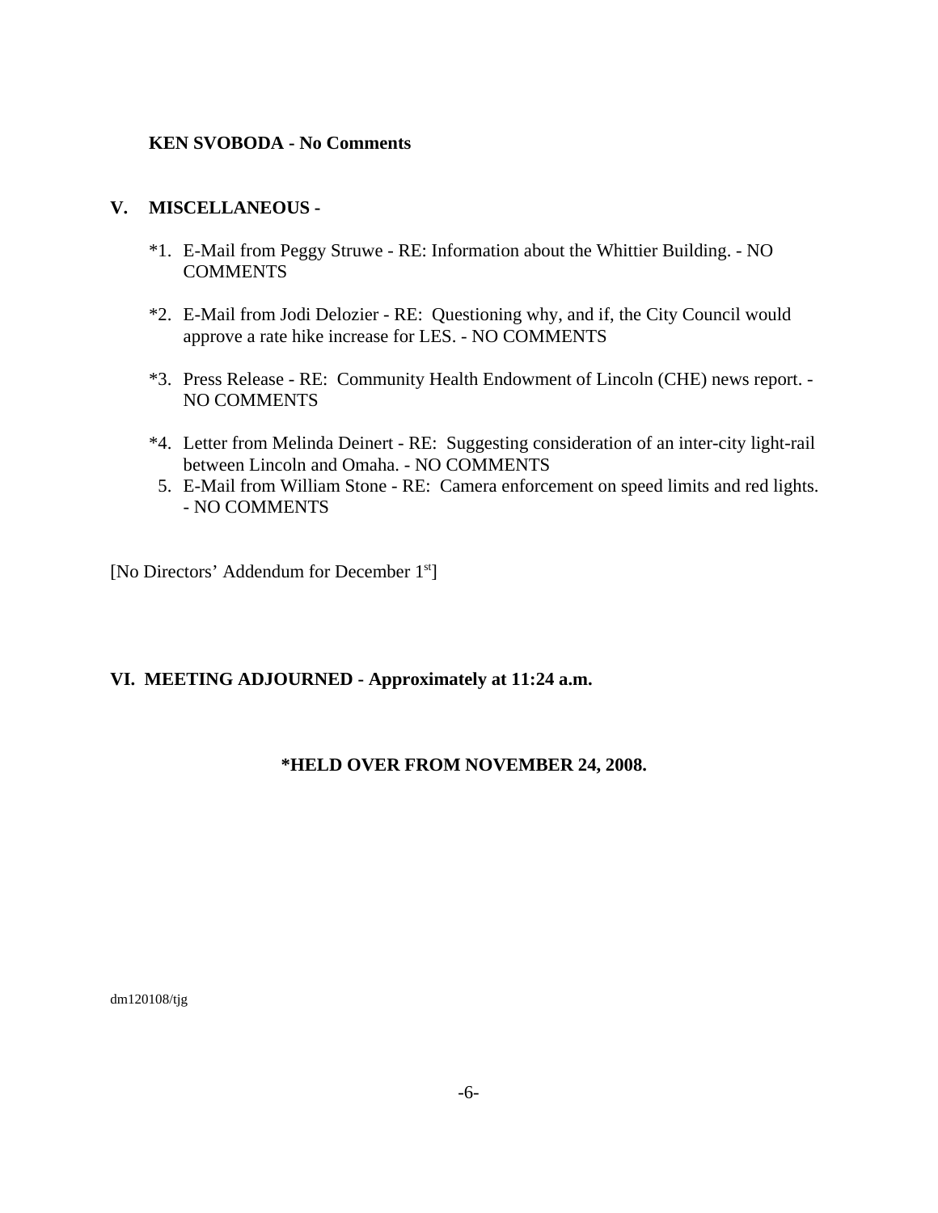**KEN SVOBODA - No Comments**

**V. MISCELLANEOUS -**

*1. E-Mail from Peggy Struwe - RE: Information about the Whittier Building. - NO COMMENTS

*2. E-Mail from Jodi Delozier - RE: Questioning why, and if, the City Council would approve a rate hike increase for LES. - NO COMMENTS

*3. Press Release - RE: Community Health Endowment of Lincoln (CHE) news report. - NO COMMENTS

*4. Letter from Melinda Deinert - RE: Suggesting consideration of an inter-city light-rail between Lincoln and Omaha. - NO COMMENTS

5. E-Mail from William Stone - RE: Camera enforcement on speed limits and red lights. - NO COMMENTS

[No Directors' Addendum for December 1st]

**VI. MEETING ADJOURNED - Approximately at 11:24 a.m.**

**\*HELD OVER FROM NOVEMBER 24, 2008.**

dm120108/tjg